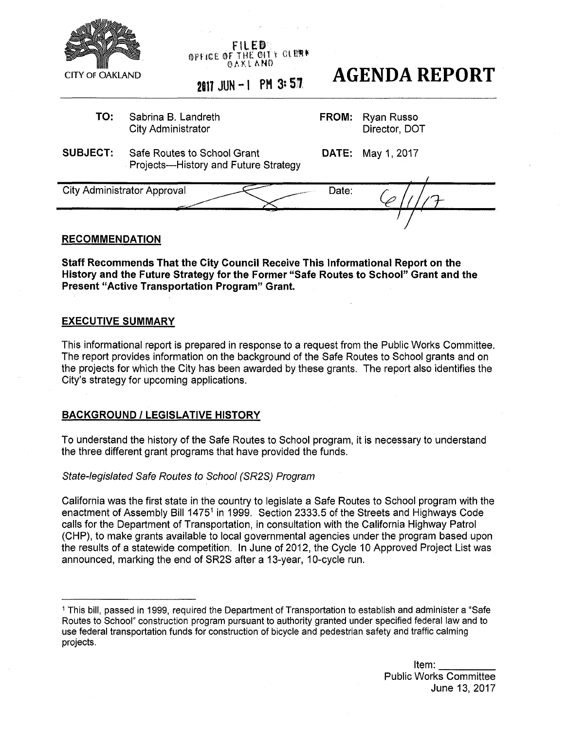CITY OF OAKLAND

FILED
OFFICE OF THE CITY CLERK
OAKLAND

2017 JUN -1 PM 3:57

# AGENDA REPORT

| | | | |
|---|---|---|---|
| **TO:** | Sabrina B. Landreth<br>City Administrator | **FROM:** | Ryan Russo<br>Director, DOT |
| **SUBJECT:** | Safe Routes to School Grant Projects—History and Future Strategy | **DATE:** | May 1, 2017 |

City Administrator Approval _______ Date: 6/1/17

## RECOMMENDATION

**Staff Recommends That the City Council Receive This Informational Report on the History and the Future Strategy for the Former "Safe Routes to School" Grant and the Present "Active Transportation Program" Grant.**

## EXECUTIVE SUMMARY

This informational report is prepared in response to a request from the Public Works Committee. The report provides information on the background of the Safe Routes to School grants and on the projects for which the City has been awarded by these grants. The report also identifies the City's strategy for upcoming applications.

## BACKGROUND / LEGISLATIVE HISTORY

To understand the history of the Safe Routes to School program, it is necessary to understand the three different grant programs that have provided the funds.

*State-legislated Safe Routes to School (SR2S) Program*

California was the first state in the country to legislate a Safe Routes to School program with the enactment of Assembly Bill 1475[1] in 1999. Section 2333.5 of the Streets and Highways Code calls for the Department of Transportation, in consultation with the California Highway Patrol (CHP), to make grants available to local governmental agencies under the program based upon the results of a statewide competition. In June of 2012, the Cycle 10 Approved Project List was announced, marking the end of SR2S after a 13-year, 10-cycle run.

[1] This bill, passed in 1999, required the Department of Transportation to establish and administer a "Safe Routes to School" construction program pursuant to authority granted under specified federal law and to use federal transportation funds for construction of bicycle and pedestrian safety and traffic calming projects.

Item: __________
Public Works Committee
June 13, 2017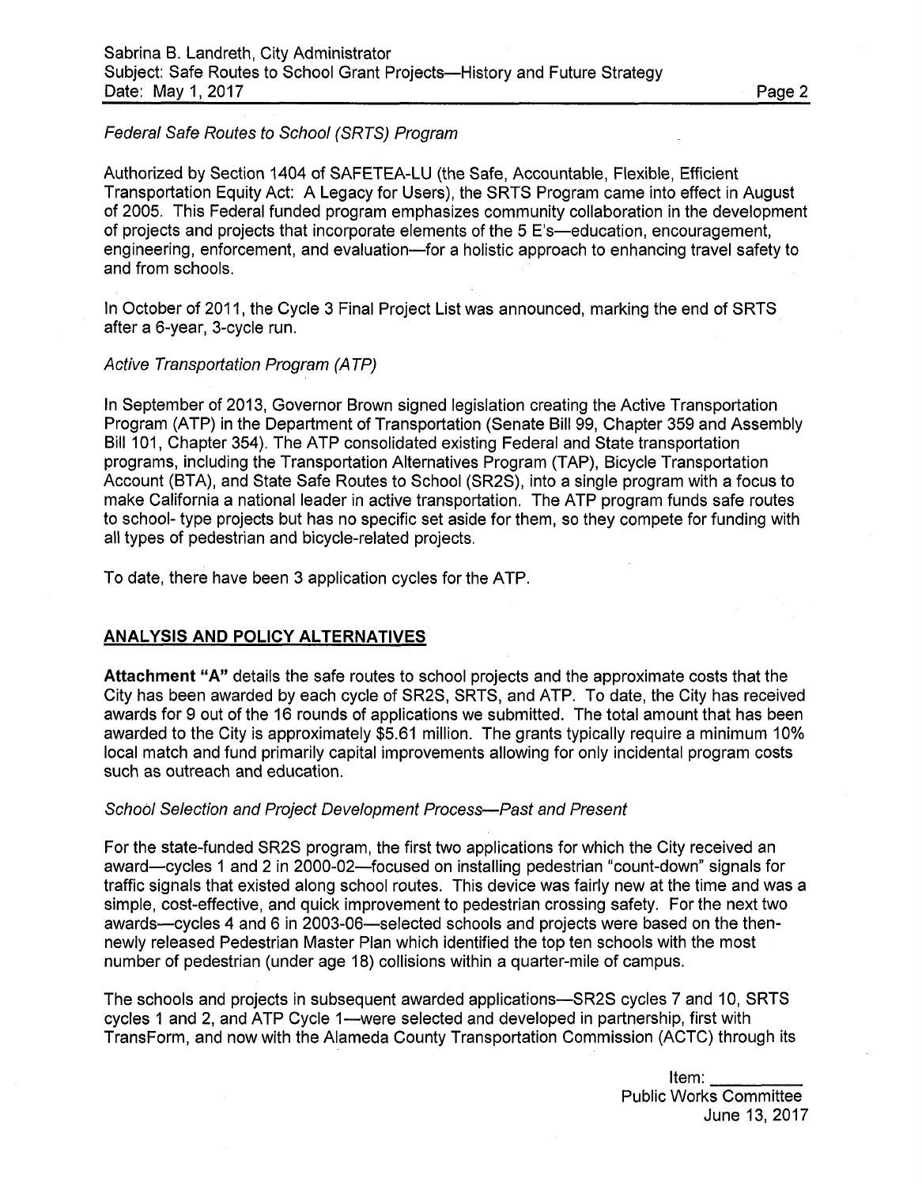*Federal Safe Routes to School (SRTS) Program*

Authorized by Section 1404 of SAFETEA-LU (the Safe, Accountable, Flexible, Efficient Transportation Equity Act: A Legacy for Users), the SRTS Program came into effect in August of 2005. This Federal funded program emphasizes community collaboration in the development of projects and projects that incorporate elements of the 5 E's—education, encouragement, engineering, enforcement, and evaluation—for a holistic approach to enhancing travel safety to and from schools.

In October of 2011, the Cycle 3 Final Project List was announced, marking the end of SRTS after a 6-year, 3-cycle run.

*Active Transportation Program (ATP)*

In September of 2013, Governor Brown signed legislation creating the Active Transportation Program (ATP) in the Department of Transportation (Senate Bill 99, Chapter 359 and Assembly Bill 101, Chapter 354). The ATP consolidated existing Federal and State transportation programs, including the Transportation Alternatives Program (TAP), Bicycle Transportation Account (BTA), and State Safe Routes to School (SR2S), into a single program with a focus to make California a national leader in active transportation. The ATP program funds safe routes to school- type projects but has no specific set aside for them, so they compete for funding with all types of pedestrian and bicycle-related projects.

To date, there have been 3 application cycles for the ATP.

## ANALYSIS AND POLICY ALTERNATIVES

**Attachment "A"** details the safe routes to school projects and the approximate costs that the City has been awarded by each cycle of SR2S, SRTS, and ATP. To date, the City has received awards for 9 out of the 16 rounds of applications we submitted. The total amount that has been awarded to the City is approximately $5.61 million. The grants typically require a minimum 10% local match and fund primarily capital improvements allowing for only incidental program costs such as outreach and education.

*School Selection and Project Development Process—Past and Present*

For the state-funded SR2S program, the first two applications for which the City received an award—cycles 1 and 2 in 2000-02—focused on installing pedestrian "count-down" signals for traffic signals that existed along school routes. This device was fairly new at the time and was a simple, cost-effective, and quick improvement to pedestrian crossing safety. For the next two awards—cycles 4 and 6 in 2003-06—selected schools and projects were based on the then-newly released Pedestrian Master Plan which identified the top ten schools with the most number of pedestrian (under age 18) collisions within a quarter-mile of campus.

The schools and projects in subsequent awarded applications—SR2S cycles 7 and 10, SRTS cycles 1 and 2, and ATP Cycle 1—were selected and developed in partnership, first with TransForm, and now with the Alameda County Transportation Commission (ACTC) through its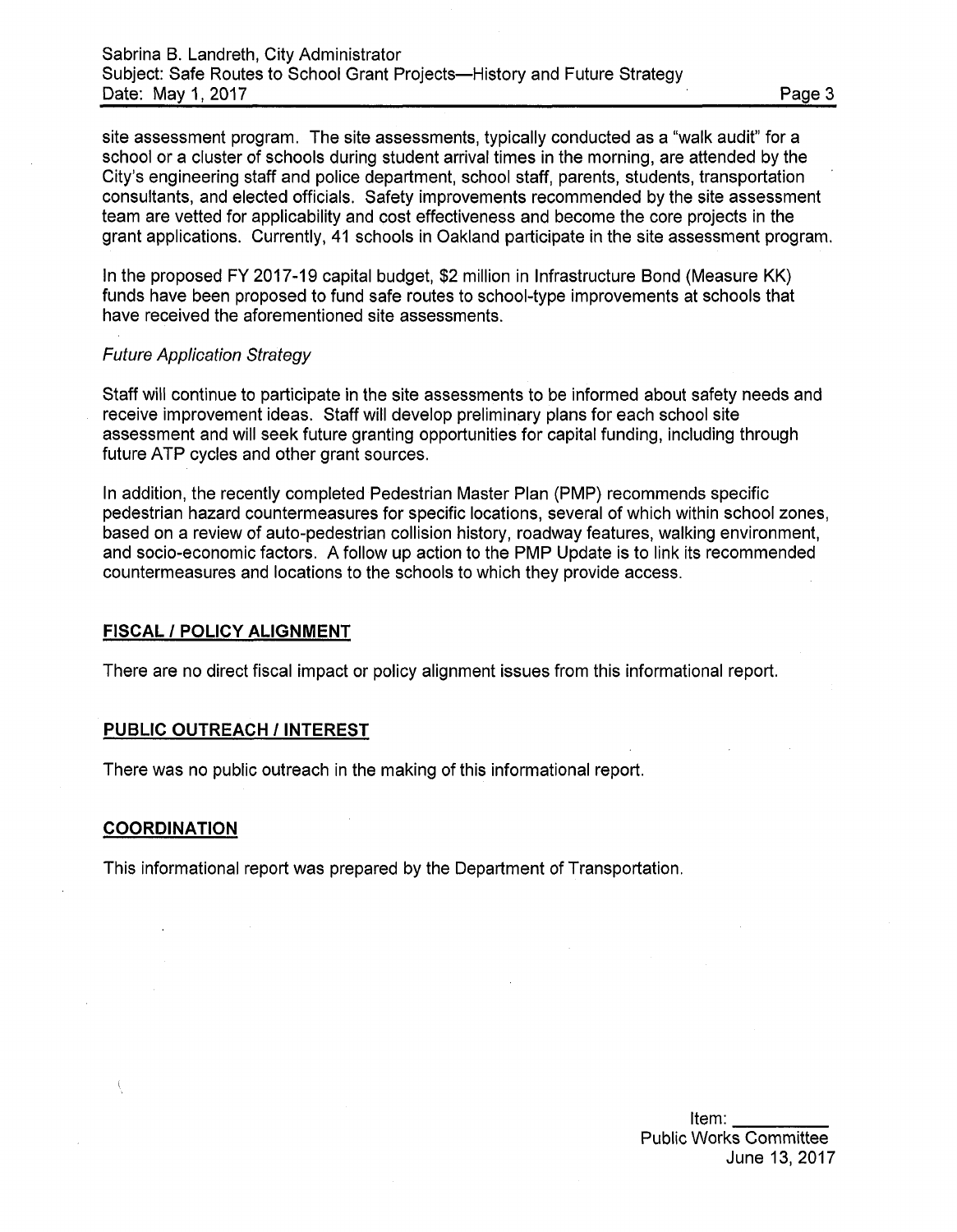site assessment program. The site assessments, typically conducted as a "walk audit" for a school or a cluster of schools during student arrival times in the morning, are attended by the City's engineering staff and police department, school staff, parents, students, transportation consultants, and elected officials. Safety improvements recommended by the site assessment team are vetted for applicability and cost effectiveness and become the core projects in the grant applications. Currently, 41 schools in Oakland participate in the site assessment program.

In the proposed FY 2017-19 capital budget, $2 million in Infrastructure Bond (Measure KK) funds have been proposed to fund safe routes to school-type improvements at schools that have received the aforementioned site assessments.

*Future Application Strategy*

Staff will continue to participate in the site assessments to be informed about safety needs and receive improvement ideas. Staff will develop preliminary plans for each school site assessment and will seek future granting opportunities for capital funding, including through future ATP cycles and other grant sources.

In addition, the recently completed Pedestrian Master Plan (PMP) recommends specific pedestrian hazard countermeasures for specific locations, several of which within school zones, based on a review of auto-pedestrian collision history, roadway features, walking environment, and socio-economic factors. A follow up action to the PMP Update is to link its recommended countermeasures and locations to the schools to which they provide access.

## FISCAL / POLICY ALIGNMENT

There are no direct fiscal impact or policy alignment issues from this informational report.

## PUBLIC OUTREACH / INTEREST

There was no public outreach in the making of this informational report.

## COORDINATION

This informational report was prepared by the Department of Transportation.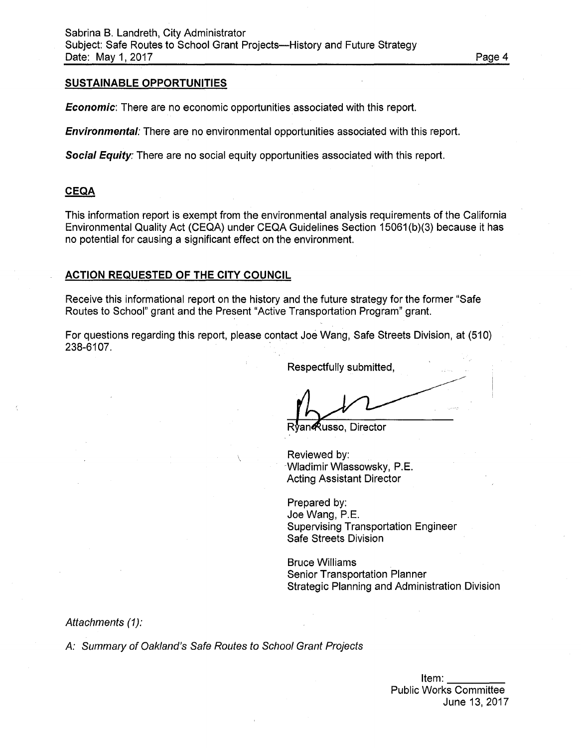## SUSTAINABLE OPPORTUNITIES

***Economic***: There are no economic opportunities associated with this report.

***Environmental:*** There are no environmental opportunities associated with this report.

***Social Equity:*** There are no social equity opportunities associated with this report.

## CEQA

This information report is exempt from the environmental analysis requirements of the California Environmental Quality Act (CEQA) under CEQA Guidelines Section 15061(b)(3) because it has no potential for causing a significant effect on the environment.

## ACTION REQUESTED OF THE CITY COUNCIL

Receive this informational report on the history and the future strategy for the former "Safe Routes to School" grant and the Present "Active Transportation Program" grant.

For questions regarding this report, please contact Joe Wang, Safe Streets Division, at (510) 238-6107.

Respectfully submitted,

Ryan Russo, Director

Reviewed by:
Wladimir Wlassowsky, P.E.
Acting Assistant Director

Prepared by:
Joe Wang, P.E.
Supervising Transportation Engineer
Safe Streets Division

Bruce Williams
Senior Transportation Planner
Strategic Planning and Administration Division

*Attachments (1):*

*A: Summary of Oakland's Safe Routes to School Grant Projects*

Item: \_\_\_\_\_\_\_\_\_
Public Works Committee
June 13, 2017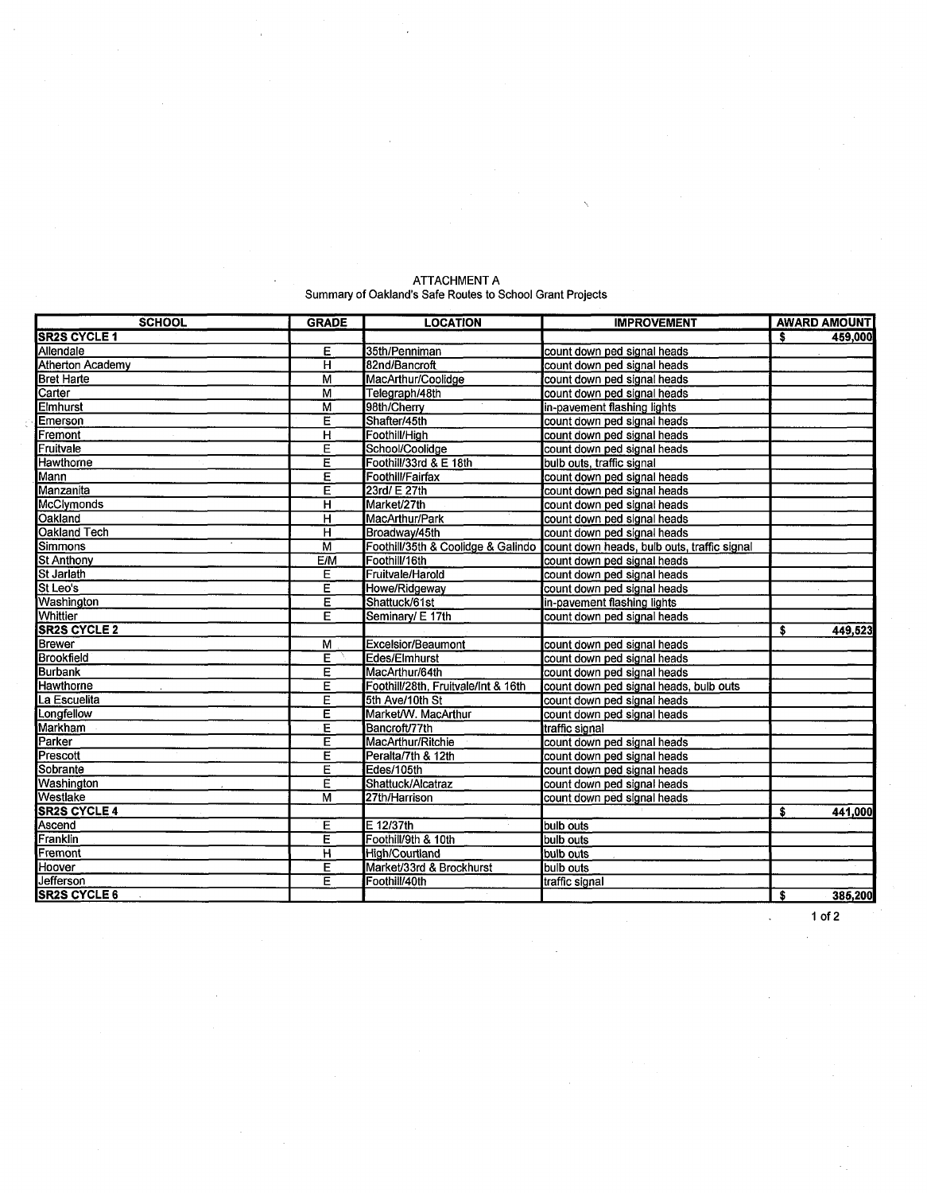ATTACHMENT A
Summary of Oakland's Safe Routes to School Grant Projects

| SCHOOL | GRADE | LOCATION | IMPROVEMENT | AWARD AMOUNT |
|---|---|---|---|---|
| **SR2S CYCLE 1** | | | | **$ 459,000** |
| Allendale | E | 35th/Penniman | count down ped signal heads | |
| Atherton Academy | H | 82nd/Bancroft | count down ped signal heads | |
| Bret Harte | M | MacArthur/Coolidge | count down ped signal heads | |
| Carter | M | Telegraph/48th | count down ped signal heads | |
| Elmhurst | M | 98th/Cherry | in-pavement flashing lights | |
| Emerson | E | Shafter/45th | count down ped signal heads | |
| Fremont | H | Foothill/High | count down ped signal heads | |
| Fruitvale | E | School/Coolidge | count down ped signal heads | |
| Hawthorne | E | Foothill/33rd & E 18th | bulb outs, traffic signal | |
| Mann | E | Foothill/Fairfax | count down ped signal heads | |
| Manzanita | E | 23rd/ E 27th | count down ped signal heads | |
| McClymonds | H | Market/27th | count down ped signal heads | |
| Oakland | H | MacArthur/Park | count down ped signal heads | |
| Oakland Tech | H | Broadway/45th | count down ped signal heads | |
| Simmons | M | Foothill/35th & Coolidge & Galindo | count down heads, bulb outs, traffic signal | |
| St Anthony | E/M | Foothill/16th | count down ped signal heads | |
| St Jarlath | E | Fruitvale/Harold | count down ped signal heads | |
| St Leo's | E | Howe/Ridgeway | count down ped signal heads | |
| Washington | E | Shattuck/61st | in-pavement flashing lights | |
| Whittier | E | Seminary/ E 17th | count down ped signal heads | |
| **SR2S CYCLE 2** | | | | **$ 449,523** |
| Brewer | M | Excelsior/Beaumont | count down ped signal heads | |
| Brookfield | E | Edes/Elmhurst | count down ped signal heads | |
| Burbank | E | MacArthur/64th | count down ped signal heads | |
| Hawthorne | E | Foothill/28th, Fruitvale/Int & 16th | count down ped signal heads, bulb outs | |
| La Escuelita | E | 5th Ave/10th St | count down ped signal heads | |
| Longfellow | E | Market/W. MacArthur | count down ped signal heads | |
| Markham | E | Bancroft/77th | traffic signal | |
| Parker | E | MacArthur/Ritchie | count down ped signal heads | |
| Prescott | E | Peralta/7th & 12th | count down ped signal heads | |
| Sobrante | E | Edes/105th | count down ped signal heads | |
| Washington | E | Shattuck/Alcatraz | count down ped signal heads | |
| Westlake | M | 27th/Harrison | count down ped signal heads | |
| **SR2S CYCLE 4** | | | | **$ 441,000** |
| Ascend | E | E 12/37th | bulb outs | |
| Franklin | E | Foothill/9th & 10th | bulb outs | |
| Fremont | H | High/Courtland | bulb outs | |
| Hoover | E | Market/33rd & Brockhurst | bulb outs | |
| Jefferson | E | Foothill/40th | traffic signal | |
| **SR2S CYCLE 6** | | | | **$ 385,200** |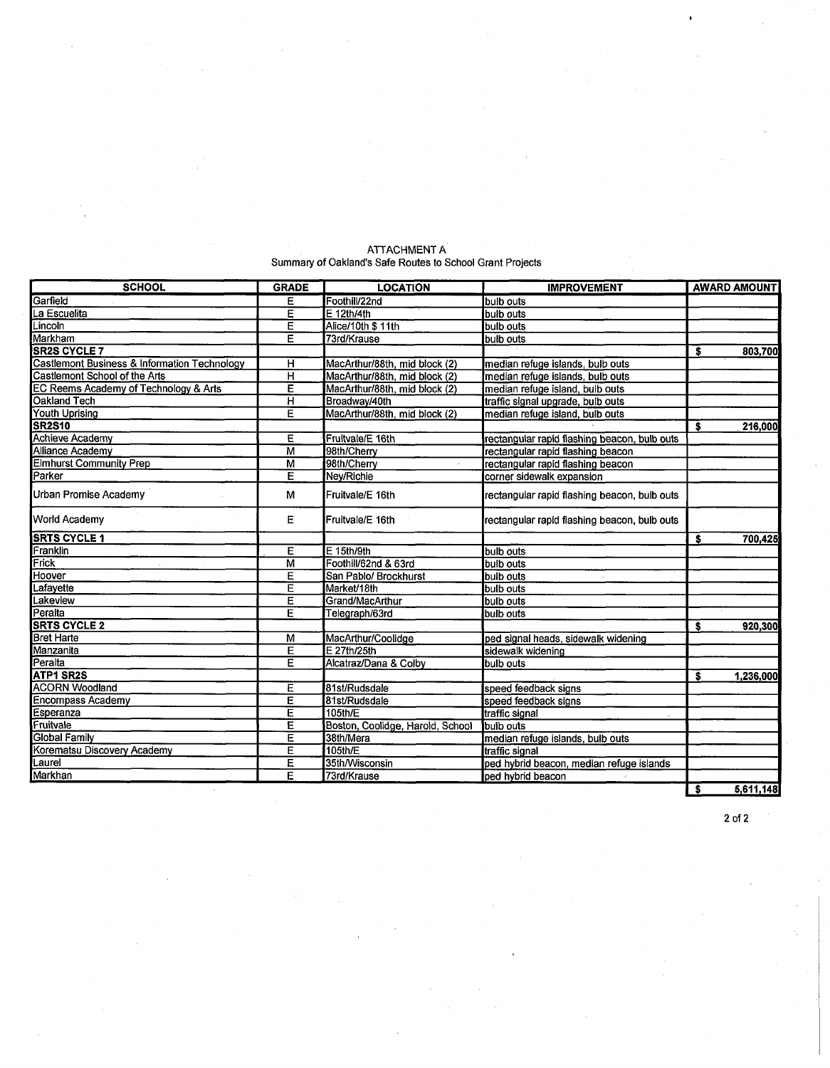ATTACHMENT A
Summary of Oakland's Safe Routes to School Grant Projects

| SCHOOL | GRADE | LOCATION | IMPROVEMENT | AWARD AMOUNT |
|---|---|---|---|---|
| Garfield | E | Foothill/22nd | bulb outs | |
| La Escuelita | E | E 12th/4th | bulb outs | |
| Lincoln | E | Alice/10th $ 11th | bulb outs | |
| Markham | E | 73rd/Krause | bulb outs | |
| **SR2S CYCLE 7** | | | | $ 803,700 |
| Castlemont Business & Information Technology | H | MacArthur/88th, mid block (2) | median refuge islands, bulb outs | |
| Castlemont School of the Arts | H | MacArthur/88th, mid block (2) | median refuge islands, bulb outs | |
| EC Reems Academy of Technology & Arts | E | MacArthur/88th, mid block (2) | median refuge island, bulb outs | |
| Oakland Tech | H | Broadway/40th | traffic signal upgrade, bulb outs | |
| Youth Uprising | E | MacArthur/88th, mid block (2) | median refuge island, bulb outs | |
| **SR2S10** | | | | $ 216,000 |
| Achieve Academy | E | Fruitvale/E 16th | rectangular rapid flashing beacon, bulb outs | |
| Alliance Academy | M | 98th/Cherry | rectangular rapid flashing beacon | |
| Elmhurst Community Prep | M | 98th/Cherry | rectangular rapid flashing beacon | |
| Parker | E | Ney/Richie | corner sidewalk expansion | |
| Urban Promise Academy | M | Fruitvale/E 16th | rectangular rapid flashing beacon, bulb outs | |
| World Academy | E | Fruitvale/E 16th | rectangular rapid flashing beacon, bulb outs | |
| **SRTS CYCLE 1** | | | | $ 700,425 |
| Franklin | E | E 15th/9th | bulb outs | |
| Frick | M | Foothill/62nd & 63rd | bulb outs | |
| Hoover | E | San Pablo/ Brockhurst | bulb outs | |
| Lafayette | E | Market/18th | bulb outs | |
| Lakeview | E | Grand/MacArthur | bulb outs | |
| Peralta | E | Telegraph/63rd | bulb outs | |
| **SRTS CYCLE 2** | | | | $ 920,300 |
| Bret Harte | M | MacArthur/Coolidge | ped signal heads, sidewalk widening | |
| Manzanita | E | E 27th/25th | sidewalk widening | |
| Peralta | E | Alcatraz/Dana & Colby | bulb outs | |
| **ATP1 SR2S** | | | | $ 1,236,000 |
| ACORN Woodland | E | 81st/Rudsdale | speed feedback signs | |
| Encompass Academy | E | 81st/Rudsdale | speed feedback signs | |
| Esperanza | E | 105th/E | traffic signal | |
| Fruitvale | E | Boston, Coolidge, Harold, School | bulb outs | |
| Global Family | E | 38th/Mera | median refuge islands, bulb outs | |
| Korematsu Discovery Academy | E | 105th/E | traffic signal | |
| Laurel | E | 35th/Wisconsin | ped hybrid beacon, median refuge islands | |
| Markhan | E | 73rd/Krause | ped hybrid beacon | |
| | | | | $ 5,611,148 |